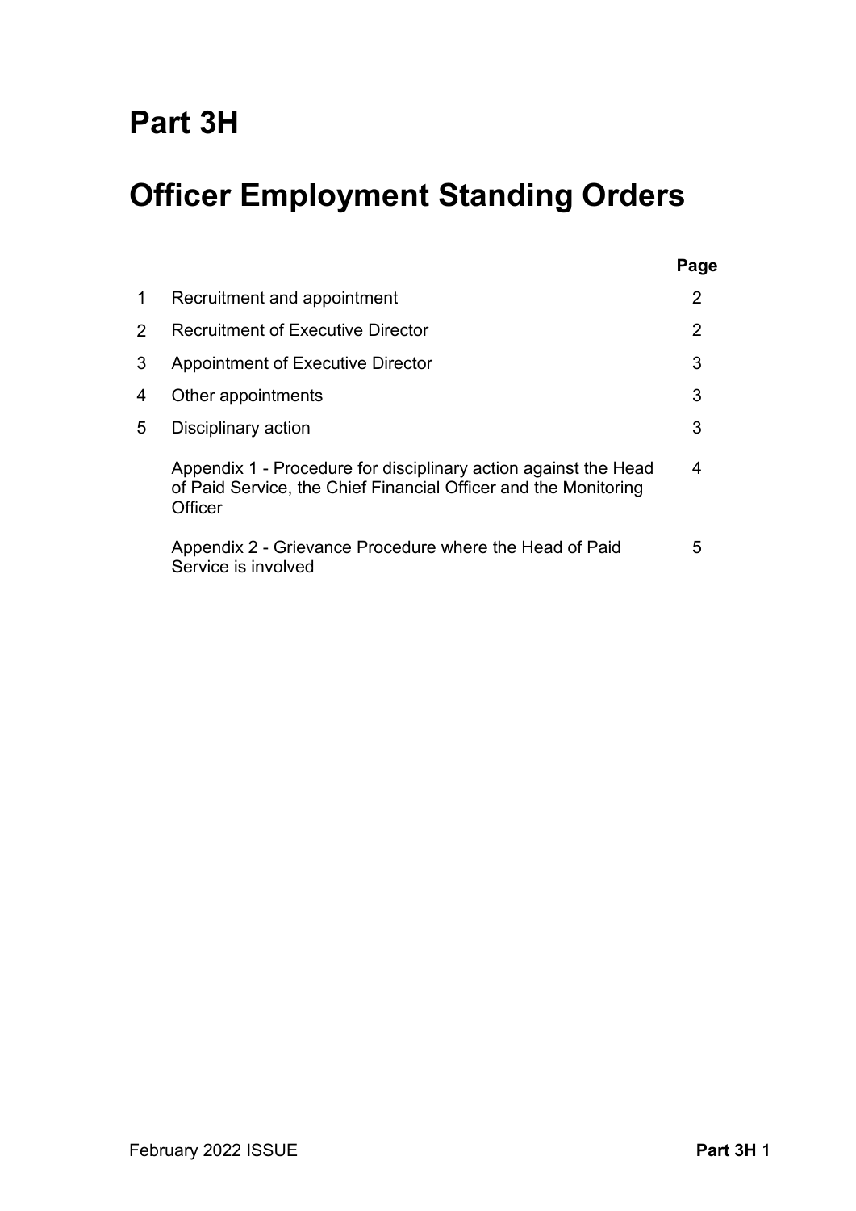# Part 3H

# Officer Employment Standing Orders

| | | Page |
|---|---|---|
| 1 | Recruitment and appointment | 2 |
| 2 | Recruitment of Executive Director | 2 |
| 3 | Appointment of Executive Director | 3 |
| 4 | Other appointments | 3 |
| 5 | Disciplinary action | 3 |
| | Appendix 1 - Procedure for disciplinary action against the Head of Paid Service, the Chief Financial Officer and the Monitoring Officer | 4 |
| | Appendix 2 - Grievance Procedure where the Head of Paid Service is involved | 5 |

February 2022 ISSUE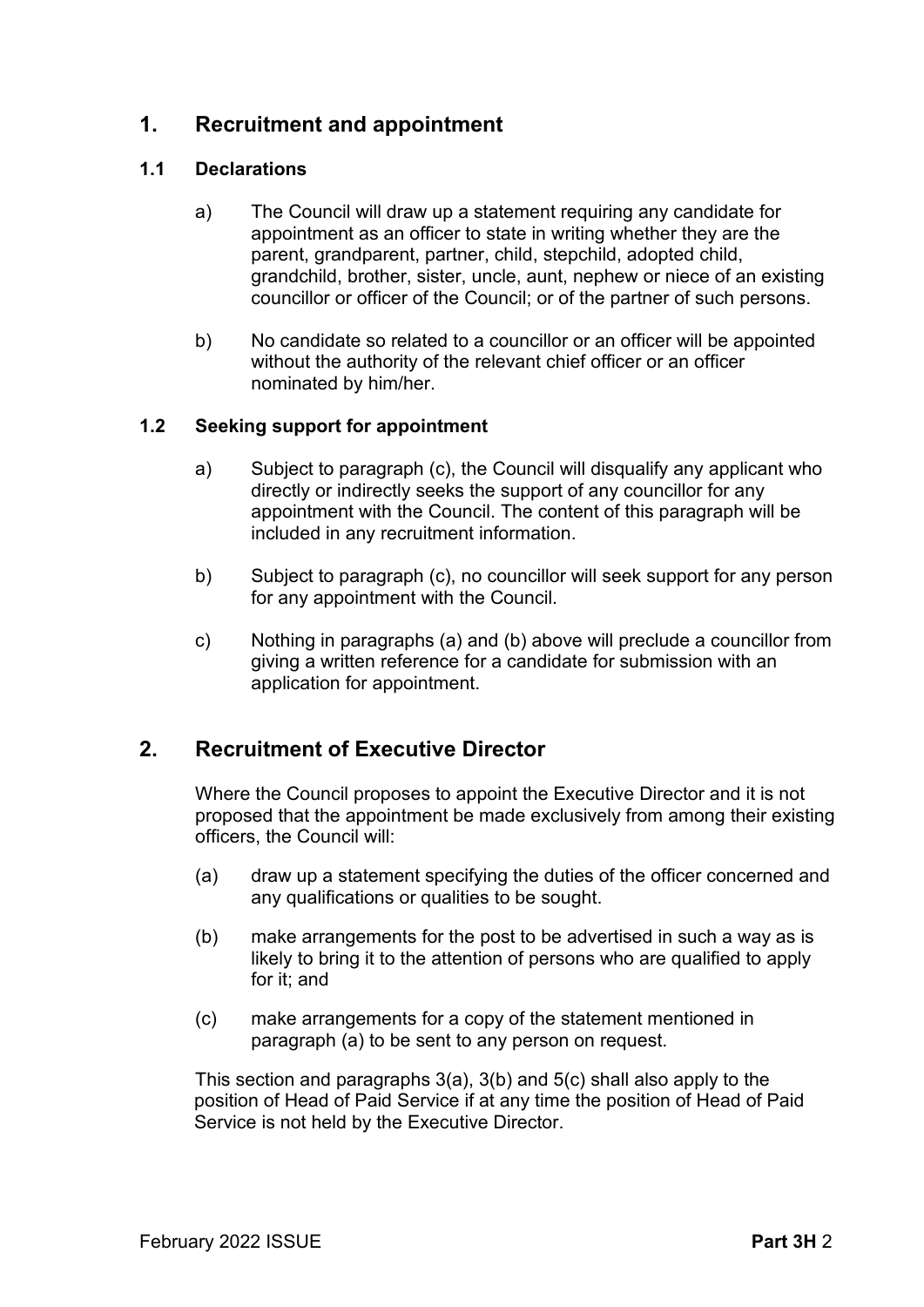## 1. Recruitment and appointment

### 1.1 Declarations

a) The Council will draw up a statement requiring any candidate for appointment as an officer to state in writing whether they are the parent, grandparent, partner, child, stepchild, adopted child, grandchild, brother, sister, uncle, aunt, nephew or niece of an existing councillor or officer of the Council; or of the partner of such persons.

b) No candidate so related to a councillor or an officer will be appointed without the authority of the relevant chief officer or an officer nominated by him/her.

### 1.2 Seeking support for appointment

a) Subject to paragraph (c), the Council will disqualify any applicant who directly or indirectly seeks the support of any councillor for any appointment with the Council. The content of this paragraph will be included in any recruitment information.

b) Subject to paragraph (c), no councillor will seek support for any person for any appointment with the Council.

c) Nothing in paragraphs (a) and (b) above will preclude a councillor from giving a written reference for a candidate for submission with an application for appointment.

## 2. Recruitment of Executive Director

Where the Council proposes to appoint the Executive Director and it is not proposed that the appointment be made exclusively from among their existing officers, the Council will:

(a) draw up a statement specifying the duties of the officer concerned and any qualifications or qualities to be sought.

(b) make arrangements for the post to be advertised in such a way as is likely to bring it to the attention of persons who are qualified to apply for it; and

(c) make arrangements for a copy of the statement mentioned in paragraph (a) to be sent to any person on request.

This section and paragraphs 3(a), 3(b) and 5(c) shall also apply to the position of Head of Paid Service if at any time the position of Head of Paid Service is not held by the Executive Director.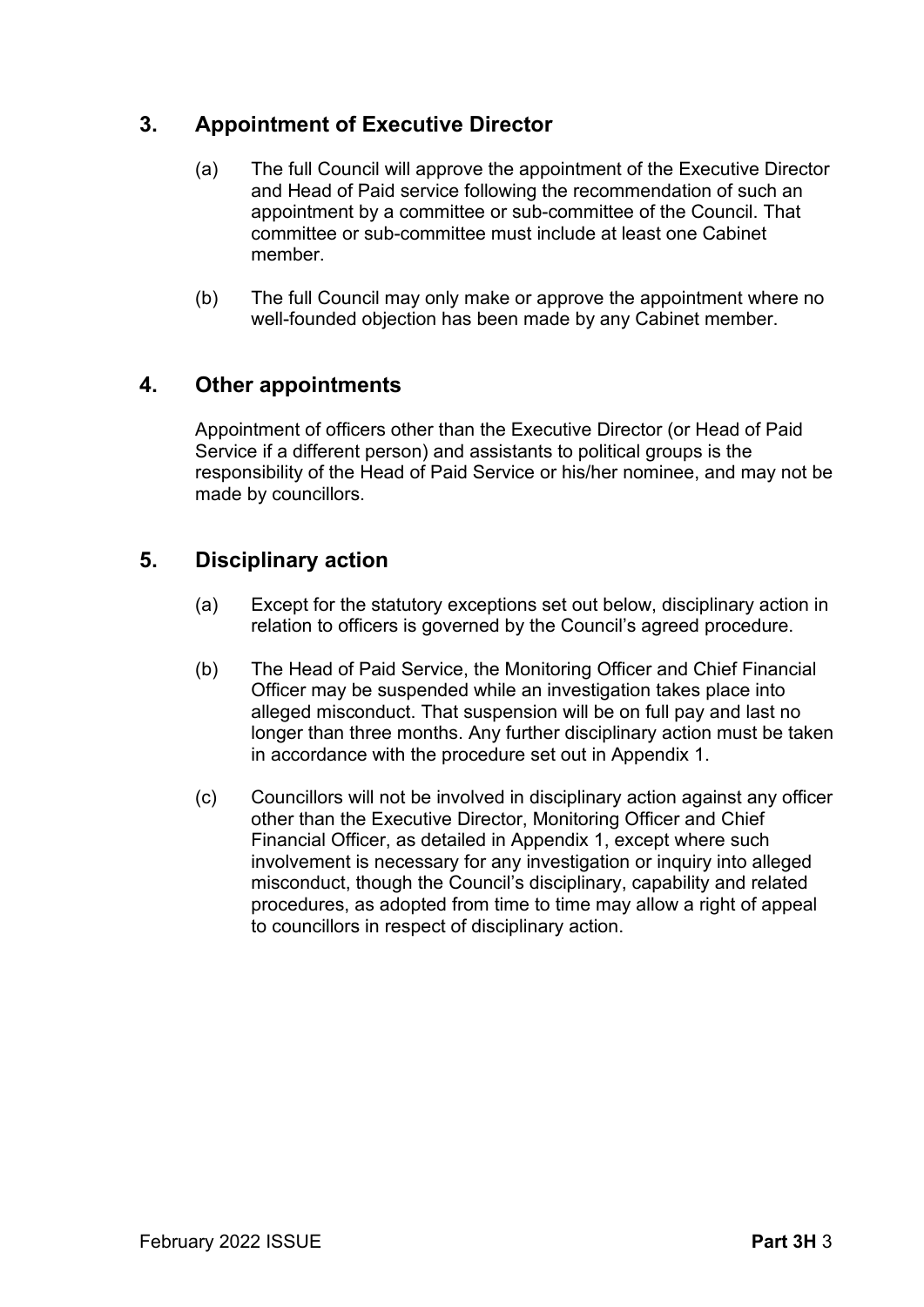## 3. Appointment of Executive Director

(a) The full Council will approve the appointment of the Executive Director and Head of Paid service following the recommendation of such an appointment by a committee or sub-committee of the Council. That committee or sub-committee must include at least one Cabinet member.

(b) The full Council may only make or approve the appointment where no well-founded objection has been made by any Cabinet member.

## 4. Other appointments

Appointment of officers other than the Executive Director (or Head of Paid Service if a different person) and assistants to political groups is the responsibility of the Head of Paid Service or his/her nominee, and may not be made by councillors.

## 5. Disciplinary action

(a) Except for the statutory exceptions set out below, disciplinary action in relation to officers is governed by the Council's agreed procedure.

(b) The Head of Paid Service, the Monitoring Officer and Chief Financial Officer may be suspended while an investigation takes place into alleged misconduct. That suspension will be on full pay and last no longer than three months. Any further disciplinary action must be taken in accordance with the procedure set out in Appendix 1.

(c) Councillors will not be involved in disciplinary action against any officer other than the Executive Director, Monitoring Officer and Chief Financial Officer, as detailed in Appendix 1, except where such involvement is necessary for any investigation or inquiry into alleged misconduct, though the Council's disciplinary, capability and related procedures, as adopted from time to time may allow a right of appeal to councillors in respect of disciplinary action.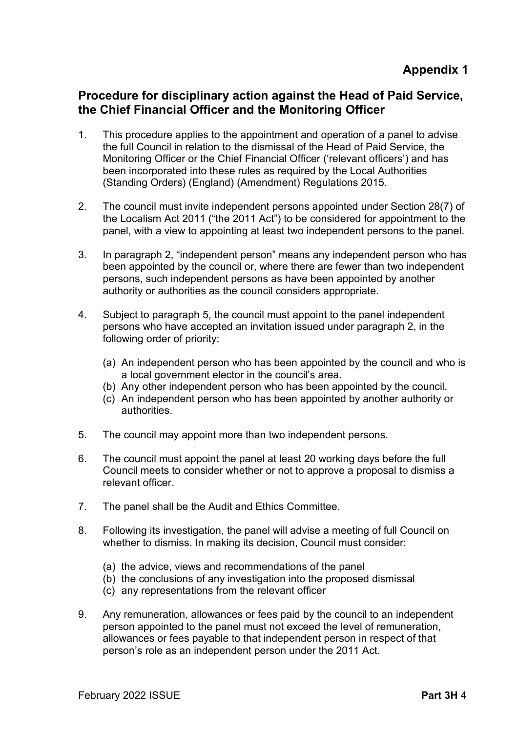**Appendix 1**

## Procedure for disciplinary action against the Head of Paid Service, the Chief Financial Officer and the Monitoring Officer

1. This procedure applies to the appointment and operation of a panel to advise the full Council in relation to the dismissal of the Head of Paid Service, the Monitoring Officer or the Chief Financial Officer ('relevant officers') and has been incorporated into these rules as required by the Local Authorities (Standing Orders) (England) (Amendment) Regulations 2015.

2. The council must invite independent persons appointed under Section 28(7) of the Localism Act 2011 ("the 2011 Act") to be considered for appointment to the panel, with a view to appointing at least two independent persons to the panel.

3. In paragraph 2, "independent person" means any independent person who has been appointed by the council or, where there are fewer than two independent persons, such independent persons as have been appointed by another authority or authorities as the council considers appropriate.

4. Subject to paragraph 5, the council must appoint to the panel independent persons who have accepted an invitation issued under paragraph 2, in the following order of priority:

   (a) An independent person who has been appointed by the council and who is a local government elector in the council's area.
   (b) Any other independent person who has been appointed by the council.
   (c) An independent person who has been appointed by another authority or authorities.

5. The council may appoint more than two independent persons.

6. The council must appoint the panel at least 20 working days before the full Council meets to consider whether or not to approve a proposal to dismiss a relevant officer.

7. The panel shall be the Audit and Ethics Committee.

8. Following its investigation, the panel will advise a meeting of full Council on whether to dismiss. In making its decision, Council must consider:

   (a) the advice, views and recommendations of the panel
   (b) the conclusions of any investigation into the proposed dismissal
   (c) any representations from the relevant officer

9. Any remuneration, allowances or fees paid by the council to an independent person appointed to the panel must not exceed the level of remuneration, allowances or fees payable to that independent person in respect of that person's role as an independent person under the 2011 Act.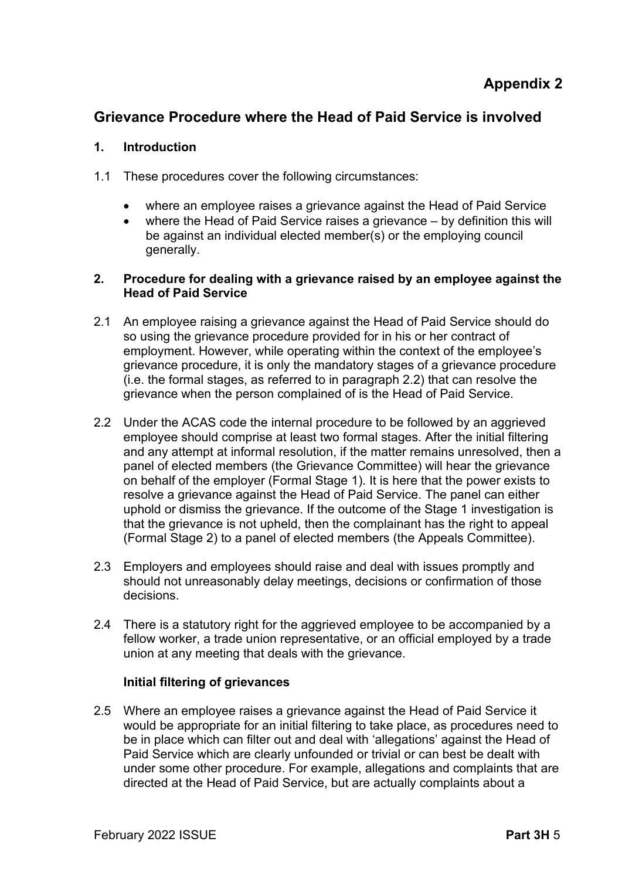**Appendix 2**

## Grievance Procedure where the Head of Paid Service is involved

### 1. Introduction

1.1 These procedures cover the following circumstances:

- where an employee raises a grievance against the Head of Paid Service
- where the Head of Paid Service raises a grievance – by definition this will be against an individual elected member(s) or the employing council generally.

### 2. Procedure for dealing with a grievance raised by an employee against the Head of Paid Service

2.1 An employee raising a grievance against the Head of Paid Service should do so using the grievance procedure provided for in his or her contract of employment. However, while operating within the context of the employee's grievance procedure, it is only the mandatory stages of a grievance procedure (i.e. the formal stages, as referred to in paragraph 2.2) that can resolve the grievance when the person complained of is the Head of Paid Service.

2.2 Under the ACAS code the internal procedure to be followed by an aggrieved employee should comprise at least two formal stages. After the initial filtering and any attempt at informal resolution, if the matter remains unresolved, then a panel of elected members (the Grievance Committee) will hear the grievance on behalf of the employer (Formal Stage 1). It is here that the power exists to resolve a grievance against the Head of Paid Service. The panel can either uphold or dismiss the grievance. If the outcome of the Stage 1 investigation is that the grievance is not upheld, then the complainant has the right to appeal (Formal Stage 2) to a panel of elected members (the Appeals Committee).

2.3 Employers and employees should raise and deal with issues promptly and should not unreasonably delay meetings, decisions or confirmation of those decisions.

2.4 There is a statutory right for the aggrieved employee to be accompanied by a fellow worker, a trade union representative, or an official employed by a trade union at any meeting that deals with the grievance.

**Initial filtering of grievances**

2.5 Where an employee raises a grievance against the Head of Paid Service it would be appropriate for an initial filtering to take place, as procedures need to be in place which can filter out and deal with 'allegations' against the Head of Paid Service which are clearly unfounded or trivial or can best be dealt with under some other procedure. For example, allegations and complaints that are directed at the Head of Paid Service, but are actually complaints about a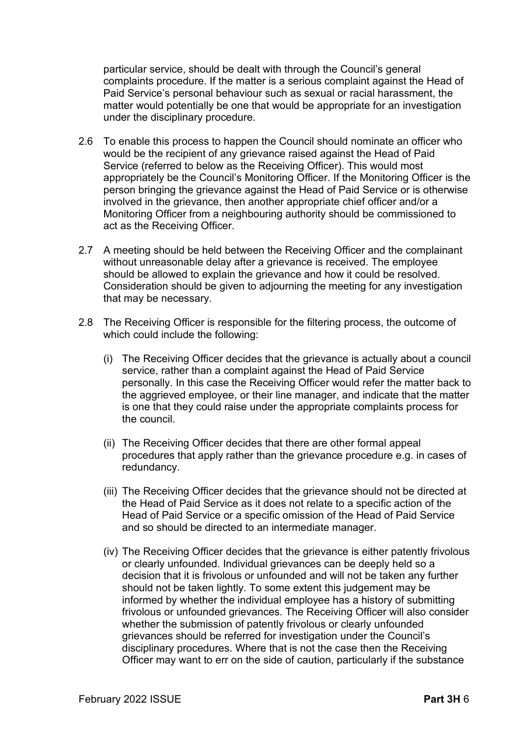particular service, should be dealt with through the Council's general complaints procedure. If the matter is a serious complaint against the Head of Paid Service's personal behaviour such as sexual or racial harassment, the matter would potentially be one that would be appropriate for an investigation under the disciplinary procedure.

2.6 To enable this process to happen the Council should nominate an officer who would be the recipient of any grievance raised against the Head of Paid Service (referred to below as the Receiving Officer). This would most appropriately be the Council's Monitoring Officer. If the Monitoring Officer is the person bringing the grievance against the Head of Paid Service or is otherwise involved in the grievance, then another appropriate chief officer and/or a Monitoring Officer from a neighbouring authority should be commissioned to act as the Receiving Officer.

2.7 A meeting should be held between the Receiving Officer and the complainant without unreasonable delay after a grievance is received. The employee should be allowed to explain the grievance and how it could be resolved. Consideration should be given to adjourning the meeting for any investigation that may be necessary.

2.8 The Receiving Officer is responsible for the filtering process, the outcome of which could include the following:

(i) The Receiving Officer decides that the grievance is actually about a council service, rather than a complaint against the Head of Paid Service personally. In this case the Receiving Officer would refer the matter back to the aggrieved employee, or their line manager, and indicate that the matter is one that they could raise under the appropriate complaints process for the council.

(ii) The Receiving Officer decides that there are other formal appeal procedures that apply rather than the grievance procedure e.g. in cases of redundancy.

(iii) The Receiving Officer decides that the grievance should not be directed at the Head of Paid Service as it does not relate to a specific action of the Head of Paid Service or a specific omission of the Head of Paid Service and so should be directed to an intermediate manager.

(iv) The Receiving Officer decides that the grievance is either patently frivolous or clearly unfounded. Individual grievances can be deeply held so a decision that it is frivolous or unfounded and will not be taken any further should not be taken lightly. To some extent this judgement may be informed by whether the individual employee has a history of submitting frivolous or unfounded grievances. The Receiving Officer will also consider whether the submission of patently frivolous or clearly unfounded grievances should be referred for investigation under the Council's disciplinary procedures. Where that is not the case then the Receiving Officer may want to err on the side of caution, particularly if the substance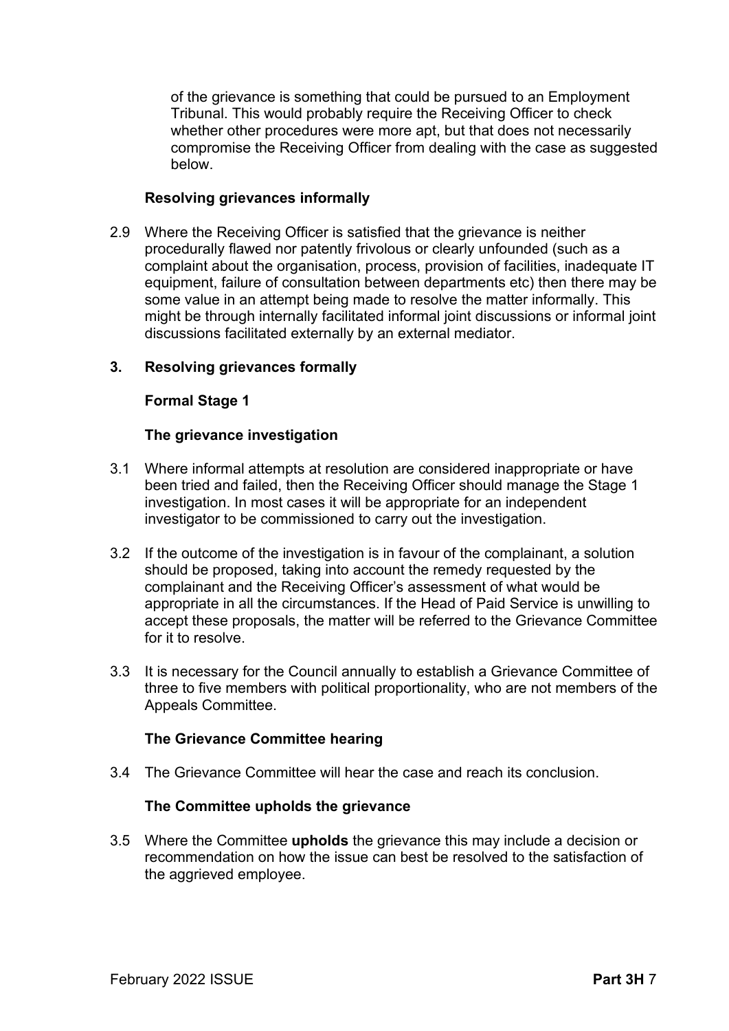of the grievance is something that could be pursued to an Employment Tribunal. This would probably require the Receiving Officer to check whether other procedures were more apt, but that does not necessarily compromise the Receiving Officer from dealing with the case as suggested below.

**Resolving grievances informally**

2.9 Where the Receiving Officer is satisfied that the grievance is neither procedurally flawed nor patently frivolous or clearly unfounded (such as a complaint about the organisation, process, provision of facilities, inadequate IT equipment, failure of consultation between departments etc) then there may be some value in an attempt being made to resolve the matter informally. This might be through internally facilitated informal joint discussions or informal joint discussions facilitated externally by an external mediator.

## 3. Resolving grievances formally

**Formal Stage 1**

**The grievance investigation**

3.1 Where informal attempts at resolution are considered inappropriate or have been tried and failed, then the Receiving Officer should manage the Stage 1 investigation. In most cases it will be appropriate for an independent investigator to be commissioned to carry out the investigation.

3.2 If the outcome of the investigation is in favour of the complainant, a solution should be proposed, taking into account the remedy requested by the complainant and the Receiving Officer's assessment of what would be appropriate in all the circumstances. If the Head of Paid Service is unwilling to accept these proposals, the matter will be referred to the Grievance Committee for it to resolve.

3.3 It is necessary for the Council annually to establish a Grievance Committee of three to five members with political proportionality, who are not members of the Appeals Committee.

**The Grievance Committee hearing**

3.4 The Grievance Committee will hear the case and reach its conclusion.

**The Committee upholds the grievance**

3.5 Where the Committee **upholds** the grievance this may include a decision or recommendation on how the issue can best be resolved to the satisfaction of the aggrieved employee.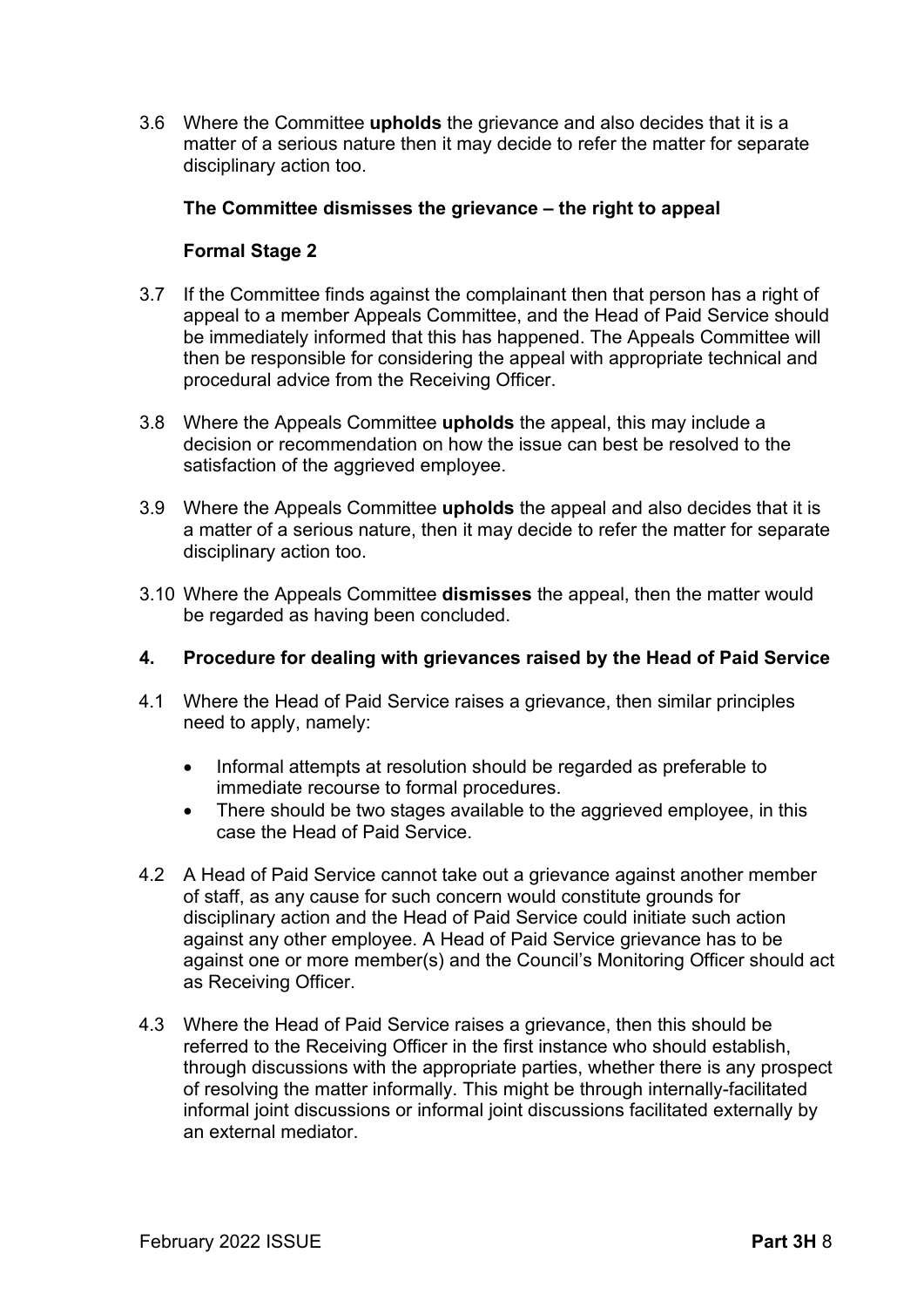3.6 Where the Committee **upholds** the grievance and also decides that it is a matter of a serious nature then it may decide to refer the matter for separate disciplinary action too.

**The Committee dismisses the grievance – the right to appeal**

**Formal Stage 2**

3.7 If the Committee finds against the complainant then that person has a right of appeal to a member Appeals Committee, and the Head of Paid Service should be immediately informed that this has happened. The Appeals Committee will then be responsible for considering the appeal with appropriate technical and procedural advice from the Receiving Officer.

3.8 Where the Appeals Committee **upholds** the appeal, this may include a decision or recommendation on how the issue can best be resolved to the satisfaction of the aggrieved employee.

3.9 Where the Appeals Committee **upholds** the appeal and also decides that it is a matter of a serious nature, then it may decide to refer the matter for separate disciplinary action too.

3.10 Where the Appeals Committee **dismisses** the appeal, then the matter would be regarded as having been concluded.

## 4. Procedure for dealing with grievances raised by the Head of Paid Service

4.1 Where the Head of Paid Service raises a grievance, then similar principles need to apply, namely:

- Informal attempts at resolution should be regarded as preferable to immediate recourse to formal procedures.
- There should be two stages available to the aggrieved employee, in this case the Head of Paid Service.

4.2 A Head of Paid Service cannot take out a grievance against another member of staff, as any cause for such concern would constitute grounds for disciplinary action and the Head of Paid Service could initiate such action against any other employee. A Head of Paid Service grievance has to be against one or more member(s) and the Council's Monitoring Officer should act as Receiving Officer.

4.3 Where the Head of Paid Service raises a grievance, then this should be referred to the Receiving Officer in the first instance who should establish, through discussions with the appropriate parties, whether there is any prospect of resolving the matter informally. This might be through internally-facilitated informal joint discussions or informal joint discussions facilitated externally by an external mediator.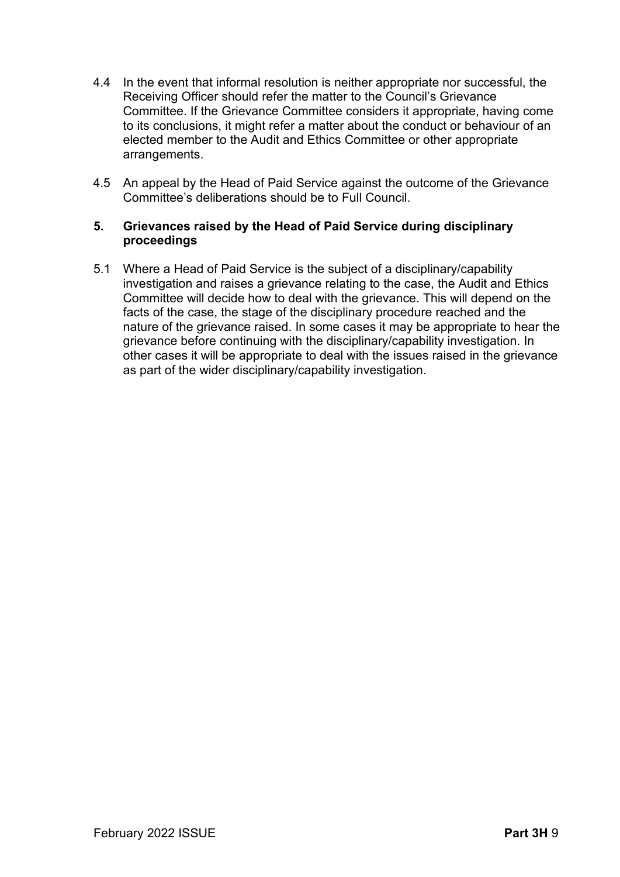4.4 In the event that informal resolution is neither appropriate nor successful, the Receiving Officer should refer the matter to the Council's Grievance Committee. If the Grievance Committee considers it appropriate, having come to its conclusions, it might refer a matter about the conduct or behaviour of an elected member to the Audit and Ethics Committee or other appropriate arrangements.

4.5 An appeal by the Head of Paid Service against the outcome of the Grievance Committee's deliberations should be to Full Council.

## 5. Grievances raised by the Head of Paid Service during disciplinary proceedings

5.1 Where a Head of Paid Service is the subject of a disciplinary/capability investigation and raises a grievance relating to the case, the Audit and Ethics Committee will decide how to deal with the grievance. This will depend on the facts of the case, the stage of the disciplinary procedure reached and the nature of the grievance raised. In some cases it may be appropriate to hear the grievance before continuing with the disciplinary/capability investigation. In other cases it will be appropriate to deal with the issues raised in the grievance as part of the wider disciplinary/capability investigation.